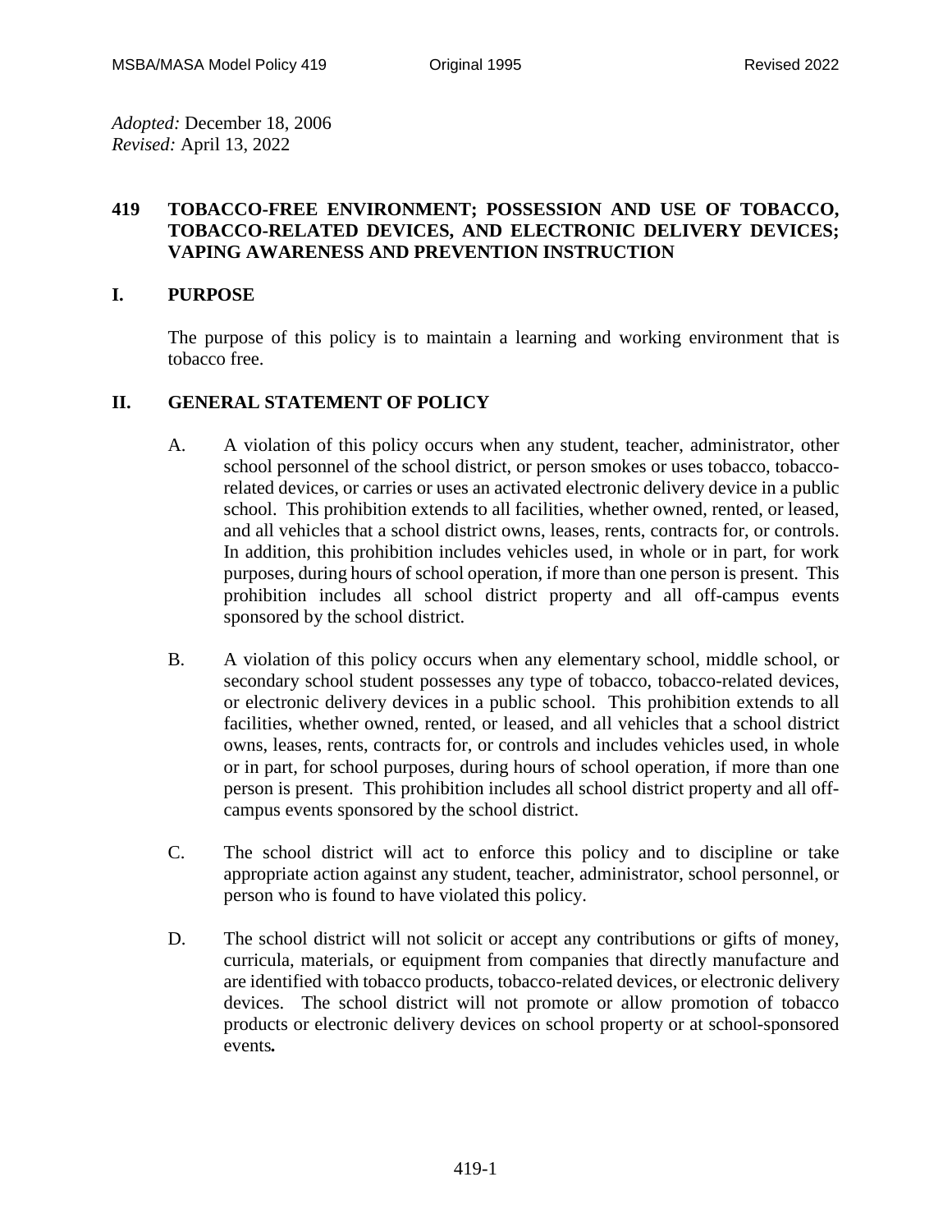*Adopted:* December 18, 2006
*Revised:* April 13, 2022

# 419 TOBACCO-FREE ENVIRONMENT; POSSESSION AND USE OF TOBACCO, TOBACCO-RELATED DEVICES, AND ELECTRONIC DELIVERY DEVICES; VAPING AWARENESS AND PREVENTION INSTRUCTION

## I. PURPOSE

The purpose of this policy is to maintain a learning and working environment that is tobacco free.

## II. GENERAL STATEMENT OF POLICY

A. A violation of this policy occurs when any student, teacher, administrator, other school personnel of the school district, or person smokes or uses tobacco, tobacco-related devices, or carries or uses an activated electronic delivery device in a public school. This prohibition extends to all facilities, whether owned, rented, or leased, and all vehicles that a school district owns, leases, rents, contracts for, or controls. In addition, this prohibition includes vehicles used, in whole or in part, for work purposes, during hours of school operation, if more than one person is present. This prohibition includes all school district property and all off-campus events sponsored by the school district.

B. A violation of this policy occurs when any elementary school, middle school, or secondary school student possesses any type of tobacco, tobacco-related devices, or electronic delivery devices in a public school. This prohibition extends to all facilities, whether owned, rented, or leased, and all vehicles that a school district owns, leases, rents, contracts for, or controls and includes vehicles used, in whole or in part, for school purposes, during hours of school operation, if more than one person is present. This prohibition includes all school district property and all off-campus events sponsored by the school district.

C. The school district will act to enforce this policy and to discipline or take appropriate action against any student, teacher, administrator, school personnel, or person who is found to have violated this policy.

D. The school district will not solicit or accept any contributions or gifts of money, curricula, materials, or equipment from companies that directly manufacture and are identified with tobacco products, tobacco-related devices, or electronic delivery devices. The school district will not promote or allow promotion of tobacco products or electronic delivery devices on school property or at school-sponsored events**.**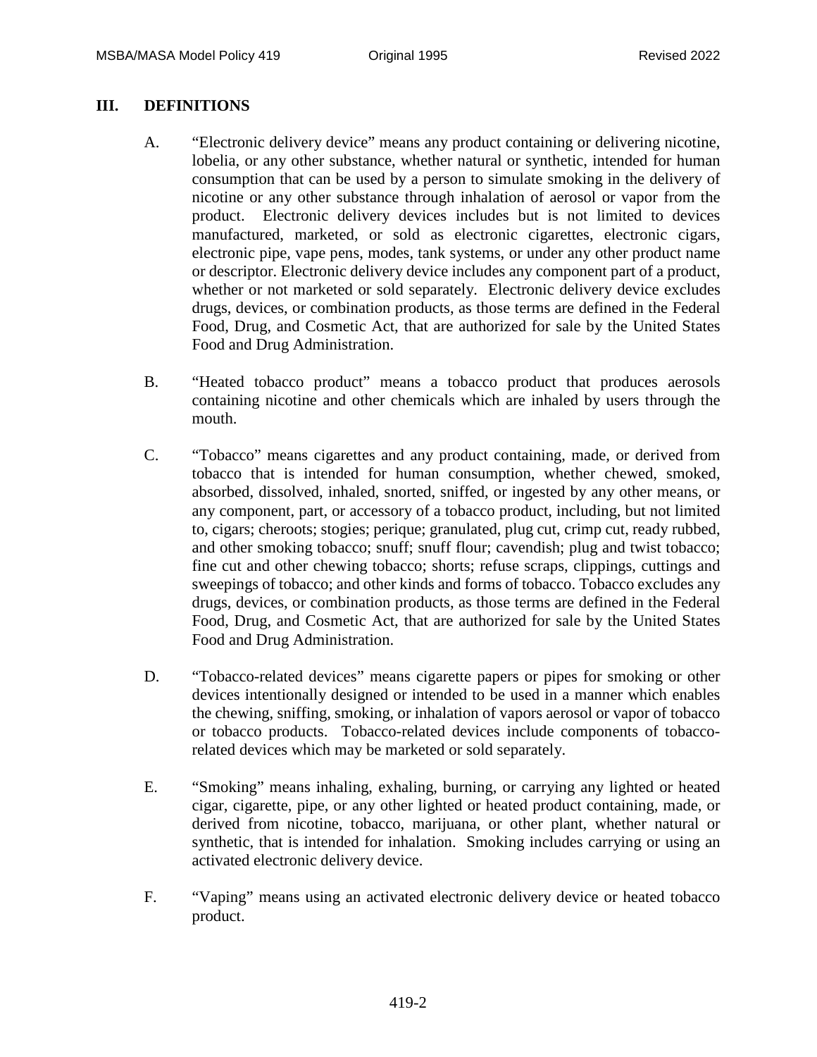## III. DEFINITIONS

A. "Electronic delivery device" means any product containing or delivering nicotine, lobelia, or any other substance, whether natural or synthetic, intended for human consumption that can be used by a person to simulate smoking in the delivery of nicotine or any other substance through inhalation of aerosol or vapor from the product. Electronic delivery devices includes but is not limited to devices manufactured, marketed, or sold as electronic cigarettes, electronic cigars, electronic pipe, vape pens, modes, tank systems, or under any other product name or descriptor. Electronic delivery device includes any component part of a product, whether or not marketed or sold separately. Electronic delivery device excludes drugs, devices, or combination products, as those terms are defined in the Federal Food, Drug, and Cosmetic Act, that are authorized for sale by the United States Food and Drug Administration.

B. "Heated tobacco product" means a tobacco product that produces aerosols containing nicotine and other chemicals which are inhaled by users through the mouth.

C. "Tobacco" means cigarettes and any product containing, made, or derived from tobacco that is intended for human consumption, whether chewed, smoked, absorbed, dissolved, inhaled, snorted, sniffed, or ingested by any other means, or any component, part, or accessory of a tobacco product, including, but not limited to, cigars; cheroots; stogies; perique; granulated, plug cut, crimp cut, ready rubbed, and other smoking tobacco; snuff; snuff flour; cavendish; plug and twist tobacco; fine cut and other chewing tobacco; shorts; refuse scraps, clippings, cuttings and sweepings of tobacco; and other kinds and forms of tobacco. Tobacco excludes any drugs, devices, or combination products, as those terms are defined in the Federal Food, Drug, and Cosmetic Act, that are authorized for sale by the United States Food and Drug Administration.

D. "Tobacco-related devices" means cigarette papers or pipes for smoking or other devices intentionally designed or intended to be used in a manner which enables the chewing, sniffing, smoking, or inhalation of vapors aerosol or vapor of tobacco or tobacco products. Tobacco-related devices include components of tobacco-related devices which may be marketed or sold separately.

E. "Smoking" means inhaling, exhaling, burning, or carrying any lighted or heated cigar, cigarette, pipe, or any other lighted or heated product containing, made, or derived from nicotine, tobacco, marijuana, or other plant, whether natural or synthetic, that is intended for inhalation. Smoking includes carrying or using an activated electronic delivery device.

F. "Vaping" means using an activated electronic delivery device or heated tobacco product.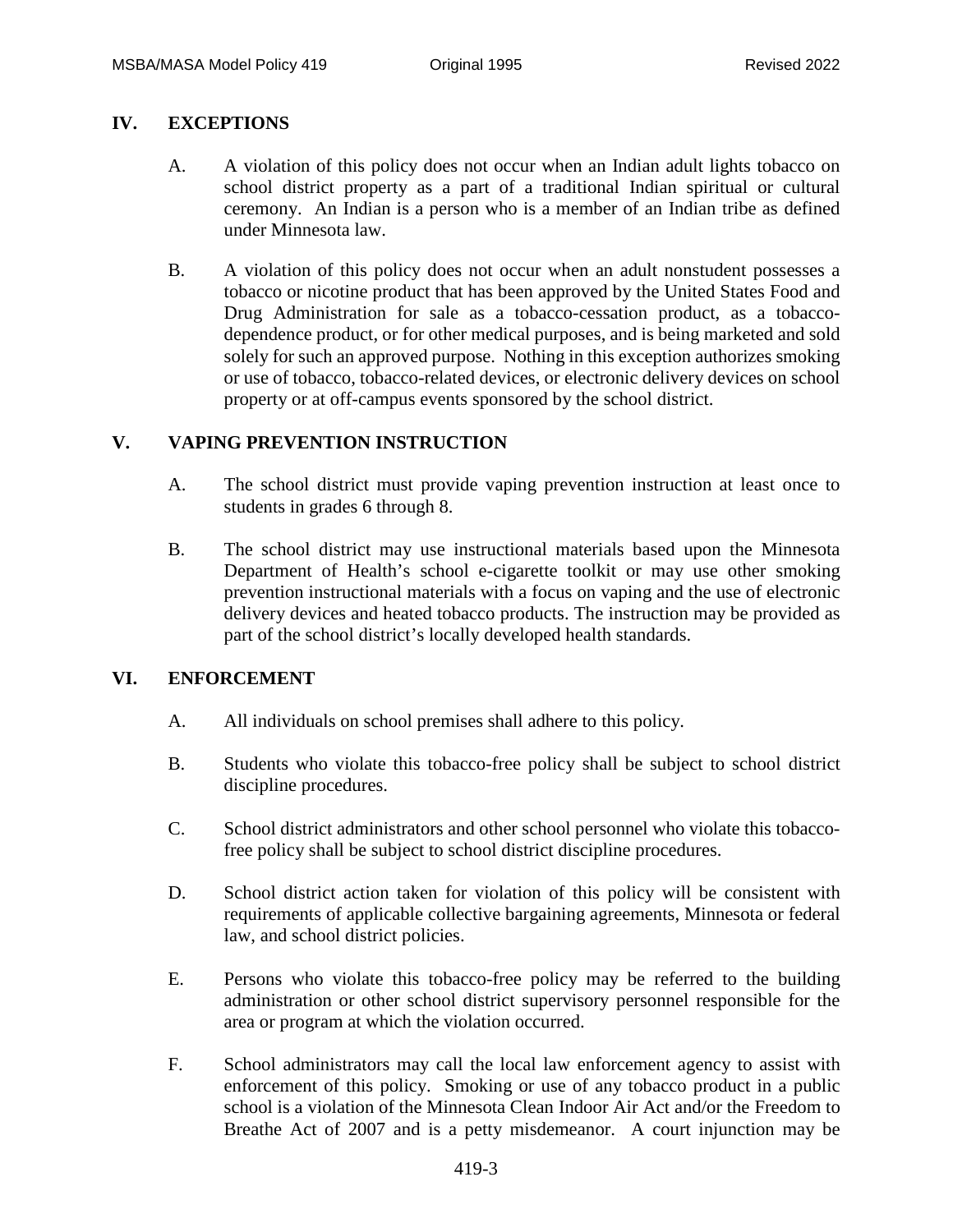## IV. EXCEPTIONS

A. A violation of this policy does not occur when an Indian adult lights tobacco on school district property as a part of a traditional Indian spiritual or cultural ceremony. An Indian is a person who is a member of an Indian tribe as defined under Minnesota law.

B. A violation of this policy does not occur when an adult nonstudent possesses a tobacco or nicotine product that has been approved by the United States Food and Drug Administration for sale as a tobacco-cessation product, as a tobacco-dependence product, or for other medical purposes, and is being marketed and sold solely for such an approved purpose. Nothing in this exception authorizes smoking or use of tobacco, tobacco-related devices, or electronic delivery devices on school property or at off-campus events sponsored by the school district.

## V. VAPING PREVENTION INSTRUCTION

A. The school district must provide vaping prevention instruction at least once to students in grades 6 through 8.

B. The school district may use instructional materials based upon the Minnesota Department of Health's school e-cigarette toolkit or may use other smoking prevention instructional materials with a focus on vaping and the use of electronic delivery devices and heated tobacco products. The instruction may be provided as part of the school district's locally developed health standards.

## VI. ENFORCEMENT

A. All individuals on school premises shall adhere to this policy.

B. Students who violate this tobacco-free policy shall be subject to school district discipline procedures.

C. School district administrators and other school personnel who violate this tobacco-free policy shall be subject to school district discipline procedures.

D. School district action taken for violation of this policy will be consistent with requirements of applicable collective bargaining agreements, Minnesota or federal law, and school district policies.

E. Persons who violate this tobacco-free policy may be referred to the building administration or other school district supervisory personnel responsible for the area or program at which the violation occurred.

F. School administrators may call the local law enforcement agency to assist with enforcement of this policy. Smoking or use of any tobacco product in a public school is a violation of the Minnesota Clean Indoor Air Act and/or the Freedom to Breathe Act of 2007 and is a petty misdemeanor. A court injunction may be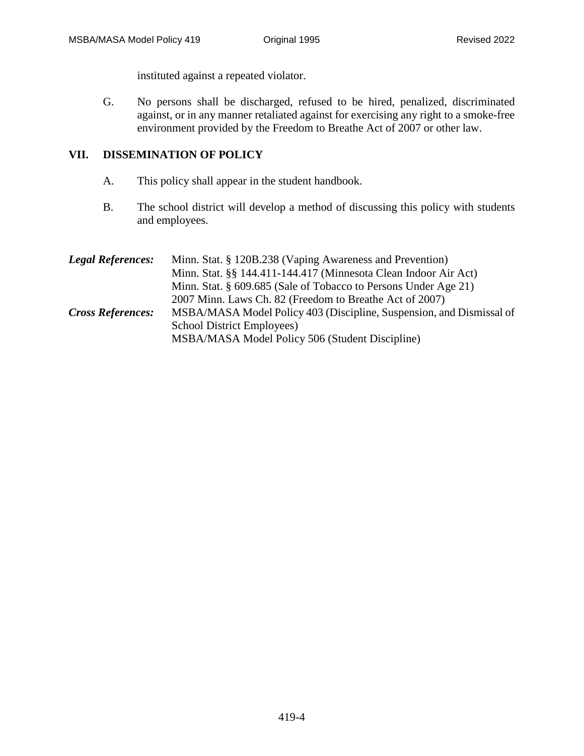instituted against a repeated violator.

G. No persons shall be discharged, refused to be hired, penalized, discriminated against, or in any manner retaliated against for exercising any right to a smoke-free environment provided by the Freedom to Breathe Act of 2007 or other law.

## VII. DISSEMINATION OF POLICY

A. This policy shall appear in the student handbook.

B. The school district will develop a method of discussing this policy with students and employees.

***Legal References:***
Minn. Stat. § 120B.238 (Vaping Awareness and Prevention)
Minn. Stat. §§ 144.411-144.417 (Minnesota Clean Indoor Air Act)
Minn. Stat. § 609.685 (Sale of Tobacco to Persons Under Age 21)
2007 Minn. Laws Ch. 82 (Freedom to Breathe Act of 2007)

***Cross References:***
MSBA/MASA Model Policy 403 (Discipline, Suspension, and Dismissal of School District Employees)
MSBA/MASA Model Policy 506 (Student Discipline)